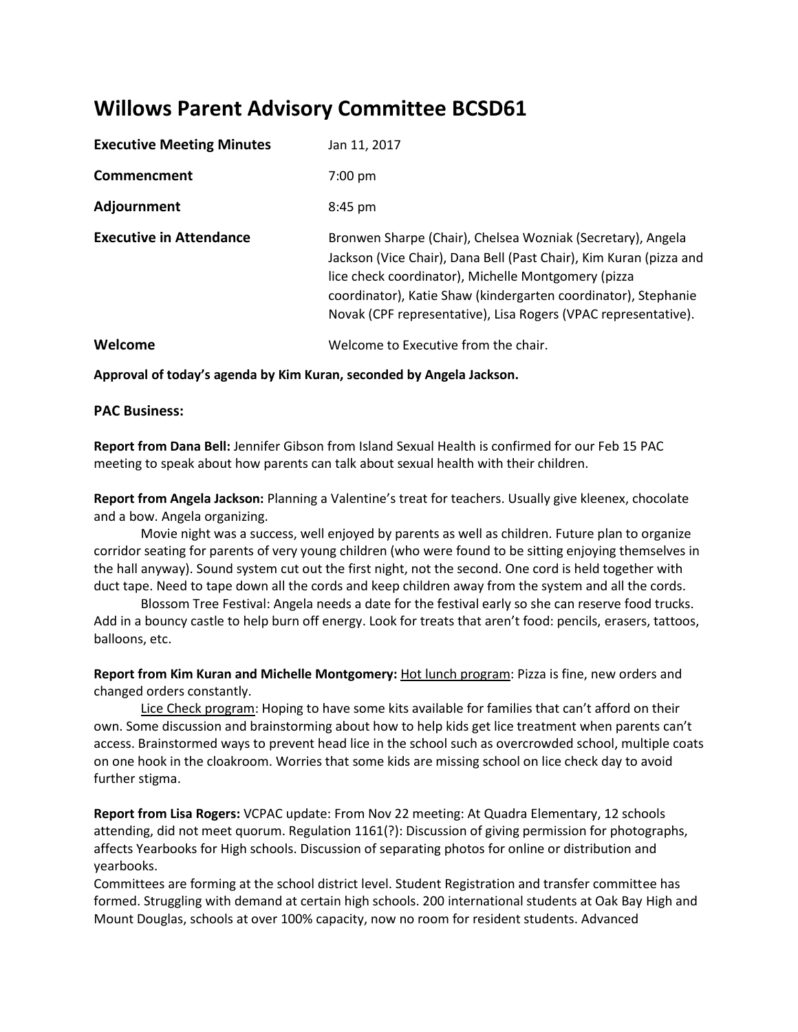# Willows Parent Advisory Committee BCSD61

| | |
|---|---|
| **Executive Meeting Minutes** | Jan 11, 2017 |
| **Commencment** | 7:00 pm |
| **Adjournment** | 8:45 pm |
| **Executive in Attendance** | Bronwen Sharpe (Chair), Chelsea Wozniak (Secretary), Angela Jackson (Vice Chair), Dana Bell (Past Chair), Kim Kuran (pizza and lice check coordinator), Michelle Montgomery (pizza coordinator), Katie Shaw (kindergarten coordinator), Stephanie Novak (CPF representative), Lisa Rogers (VPAC representative). |
| **Welcome** | Welcome to Executive from the chair. |

**Approval of today's agenda by Kim Kuran, seconded by Angela Jackson.**

### PAC Business:

**Report from Dana Bell:** Jennifer Gibson from Island Sexual Health is confirmed for our Feb 15 PAC meeting to speak about how parents can talk about sexual health with their children.

**Report from Angela Jackson:** Planning a Valentine's treat for teachers. Usually give kleenex, chocolate and a bow. Angela organizing.

Movie night was a success, well enjoyed by parents as well as children. Future plan to organize corridor seating for parents of very young children (who were found to be sitting enjoying themselves in the hall anyway). Sound system cut out the first night, not the second. One cord is held together with duct tape. Need to tape down all the cords and keep children away from the system and all the cords.

Blossom Tree Festival: Angela needs a date for the festival early so she can reserve food trucks. Add in a bouncy castle to help burn off energy. Look for treats that aren't food: pencils, erasers, tattoos, balloons, etc.

**Report from Kim Kuran and Michelle Montgomery:** <u>Hot lunch program</u>: Pizza is fine, new orders and changed orders constantly.

<u>Lice Check program</u>: Hoping to have some kits available for families that can't afford on their own. Some discussion and brainstorming about how to help kids get lice treatment when parents can't access. Brainstormed ways to prevent head lice in the school such as overcrowded school, multiple coats on one hook in the cloakroom. Worries that some kids are missing school on lice check day to avoid further stigma.

**Report from Lisa Rogers:** VCPAC update: From Nov 22 meeting: At Quadra Elementary, 12 schools attending, did not meet quorum. Regulation 1161(?): Discussion of giving permission for photographs, affects Yearbooks for High schools. Discussion of separating photos for online or distribution and yearbooks.

Committees are forming at the school district level. Student Registration and transfer committee has formed. Struggling with demand at certain high schools. 200 international students at Oak Bay High and Mount Douglas, schools at over 100% capacity, now no room for resident students. Advanced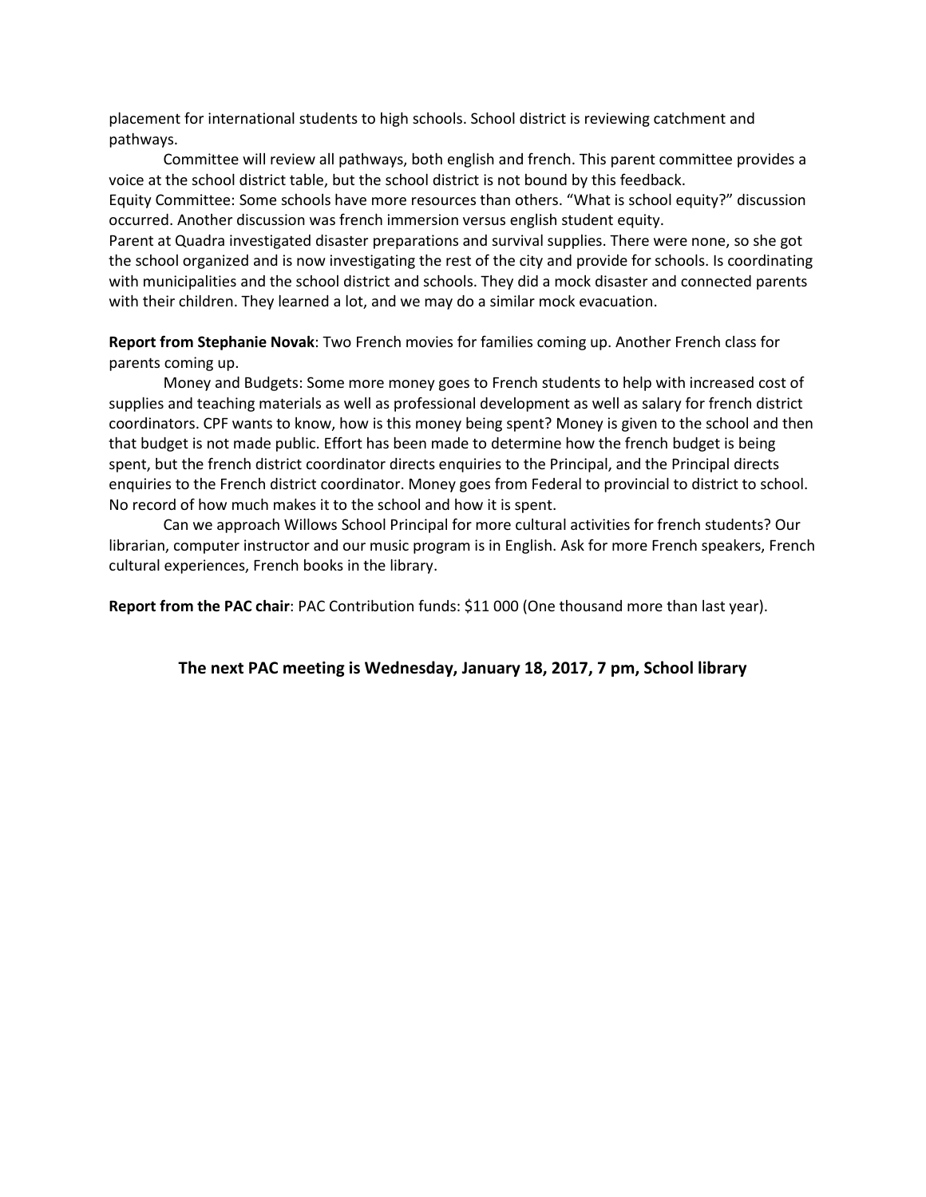placement for international students to high schools. School district is reviewing catchment and pathways.

Committee will review all pathways, both english and french. This parent committee provides a voice at the school district table, but the school district is not bound by this feedback.

Equity Committee: Some schools have more resources than others. "What is school equity?" discussion occurred. Another discussion was french immersion versus english student equity.

Parent at Quadra investigated disaster preparations and survival supplies. There were none, so she got the school organized and is now investigating the rest of the city and provide for schools. Is coordinating with municipalities and the school district and schools. They did a mock disaster and connected parents with their children. They learned a lot, and we may do a similar mock evacuation.

**Report from Stephanie Novak**: Two French movies for families coming up. Another French class for parents coming up.

Money and Budgets: Some more money goes to French students to help with increased cost of supplies and teaching materials as well as professional development as well as salary for french district coordinators. CPF wants to know, how is this money being spent? Money is given to the school and then that budget is not made public. Effort has been made to determine how the french budget is being spent, but the french district coordinator directs enquiries to the Principal, and the Principal directs enquiries to the French district coordinator. Money goes from Federal to provincial to district to school. No record of how much makes it to the school and how it is spent.

Can we approach Willows School Principal for more cultural activities for french students? Our librarian, computer instructor and our music program is in English. Ask for more French speakers, French cultural experiences, French books in the library.

**Report from the PAC chair**: PAC Contribution funds: $11 000 (One thousand more than last year).

**The next PAC meeting is Wednesday, January 18, 2017, 7 pm, School library**